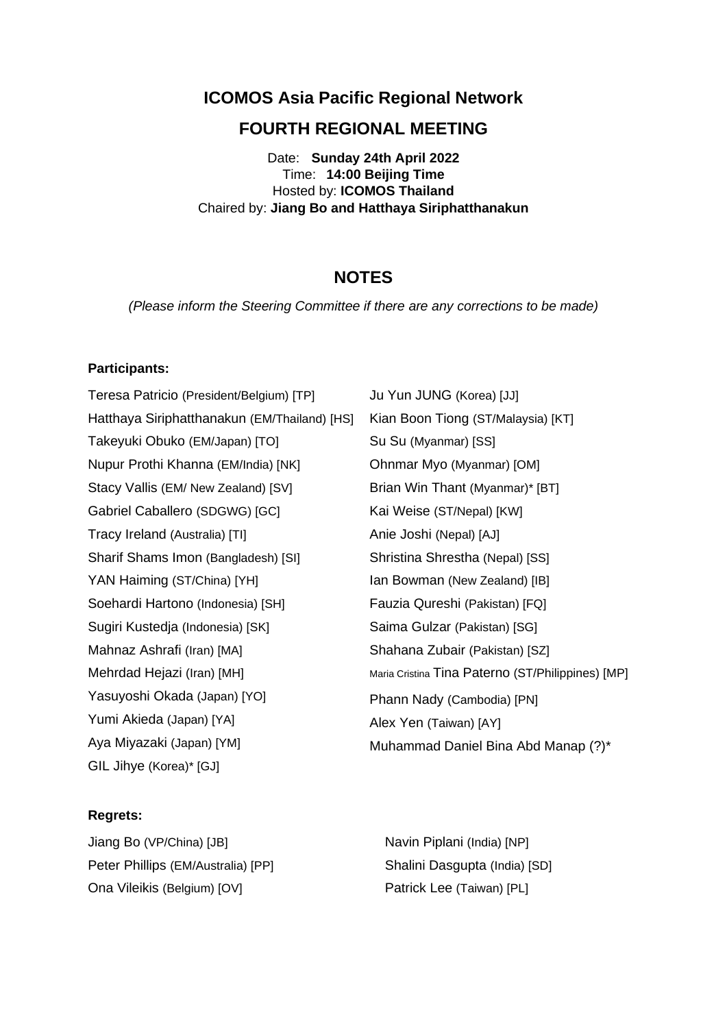# ICOMOS Asia Pacific Regional Network

## FOURTH REGIONAL MEETING

Date: **Sunday 24th April 2022**
Time: **14:00 Beijing Time**
Hosted by: **ICOMOS Thailand**
Chaired by: **Jiang Bo and Hatthaya Siriphatthanakun**

## NOTES

*(Please inform the Steering Committee if there are any corrections to be made)*

**Participants:**

Teresa Patricio (President/Belgium) [TP]
Hatthaya Siriphatthanakun (EM/Thailand) [HS]
Takeyuki Obuko (EM/Japan) [TO]
Nupur Prothi Khanna (EM/India) [NK]
Stacy Vallis (EM/ New Zealand) [SV]
Gabriel Caballero (SDGWG) [GC]
Tracy Ireland (Australia) [TI]
Sharif Shams Imon (Bangladesh) [SI]
YAN Haiming (ST/China) [YH]
Soehardi Hartono (Indonesia) [SH]
Sugiri Kustedja (Indonesia) [SK]
Mahnaz Ashrafi (Iran) [MA]
Mehrdad Hejazi (Iran) [MH]
Yasuyoshi Okada (Japan) [YO]
Yumi Akieda (Japan) [YA]
Aya Miyazaki (Japan) [YM]
GIL Jihye (Korea)* [GJ]
Ju Yun JUNG (Korea) [JJ]
Kian Boon Tiong (ST/Malaysia) [KT]
Su Su (Myanmar) [SS]
Ohnmar Myo (Myanmar) [OM]
Brian Win Thant (Myanmar)* [BT]
Kai Weise (ST/Nepal) [KW]
Anie Joshi (Nepal) [AJ]
Shristina Shrestha (Nepal) [SS]
Ian Bowman (New Zealand) [IB]
Fauzia Qureshi (Pakistan) [FQ]
Saima Gulzar (Pakistan) [SG]
Shahana Zubair (Pakistan) [SZ]
Maria Cristina Tina Paterno (ST/Philippines) [MP]
Phann Nady (Cambodia) [PN]
Alex Yen (Taiwan) [AY]
Muhammad Daniel Bina Abd Manap (?)*

**Regrets:**

Jiang Bo (VP/China) [JB]
Peter Phillips (EM/Australia) [PP]
Ona Vileikis (Belgium) [OV]
Navin Piplani (India) [NP]
Shalini Dasgupta (India) [SD]
Patrick Lee (Taiwan) [PL]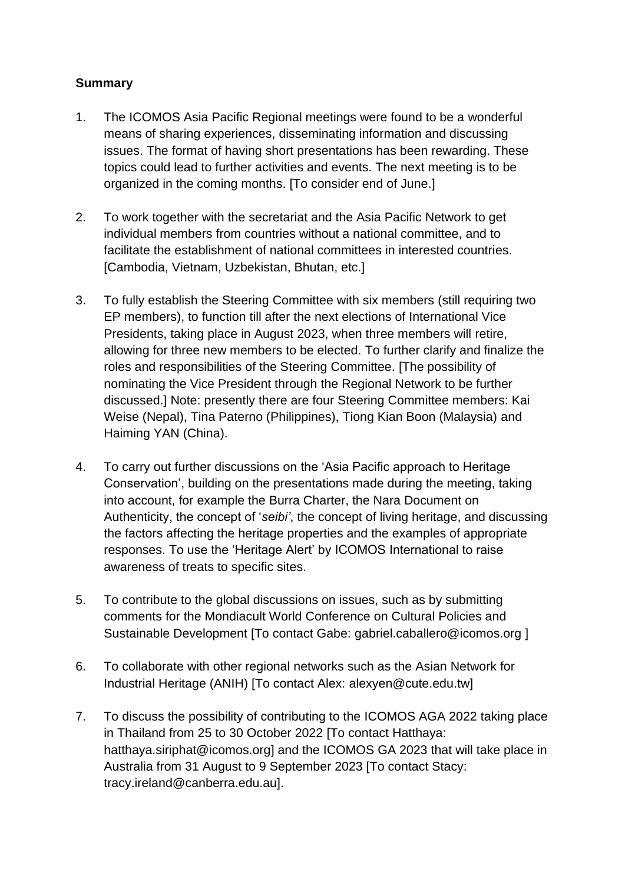**Summary**

1. The ICOMOS Asia Pacific Regional meetings were found to be a wonderful means of sharing experiences, disseminating information and discussing issues. The format of having short presentations has been rewarding. These topics could lead to further activities and events. The next meeting is to be organized in the coming months. [To consider end of June.]

2. To work together with the secretariat and the Asia Pacific Network to get individual members from countries without a national committee, and to facilitate the establishment of national committees in interested countries. [Cambodia, Vietnam, Uzbekistan, Bhutan, etc.]

3. To fully establish the Steering Committee with six members (still requiring two EP members), to function till after the next elections of International Vice Presidents, taking place in August 2023, when three members will retire, allowing for three new members to be elected. To further clarify and finalize the roles and responsibilities of the Steering Committee. [The possibility of nominating the Vice President through the Regional Network to be further discussed.] Note: presently there are four Steering Committee members: Kai Weise (Nepal), Tina Paterno (Philippines), Tiong Kian Boon (Malaysia) and Haiming YAN (China).

4. To carry out further discussions on the 'Asia Pacific approach to Heritage Conservation', building on the presentations made during the meeting, taking into account, for example the Burra Charter, the Nara Document on Authenticity, the concept of '*seibi'*, the concept of living heritage, and discussing the factors affecting the heritage properties and the examples of appropriate responses. To use the 'Heritage Alert' by ICOMOS International to raise awareness of treats to specific sites.

5. To contribute to the global discussions on issues, such as by submitting comments for the Mondiacult World Conference on Cultural Policies and Sustainable Development [To contact Gabe: gabriel.caballero@icomos.org ]

6. To collaborate with other regional networks such as the Asian Network for Industrial Heritage (ANIH) [To contact Alex: alexyen@cute.edu.tw]

7. To discuss the possibility of contributing to the ICOMOS AGA 2022 taking place in Thailand from 25 to 30 October 2022 [To contact Hatthaya: hatthaya.siriphat@icomos.org] and the ICOMOS GA 2023 that will take place in Australia from 31 August to 9 September 2023 [To contact Stacy: tracy.ireland@canberra.edu.au].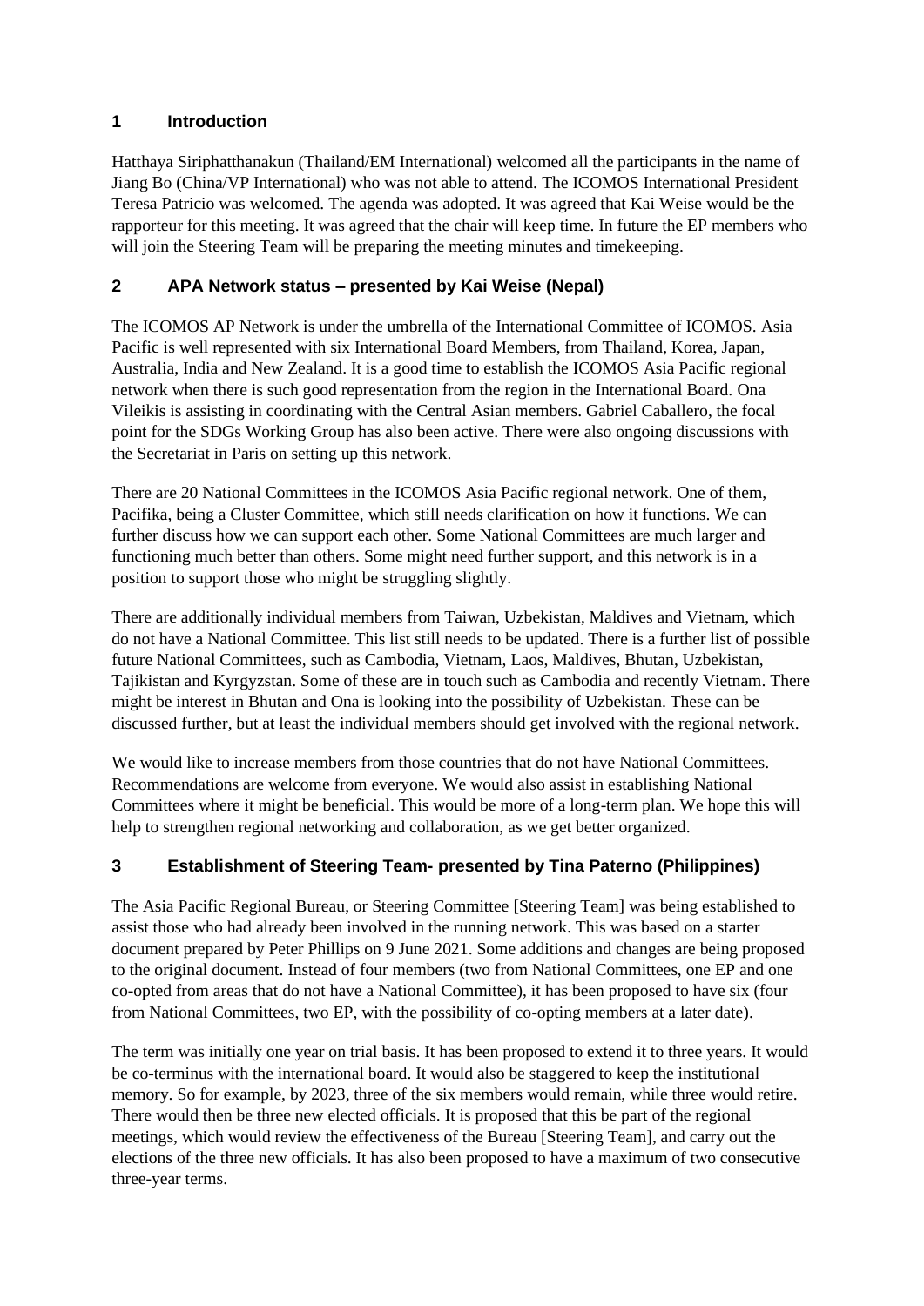## 1 Introduction

Hatthaya Siriphatthanakun (Thailand/EM International) welcomed all the participants in the name of Jiang Bo (China/VP International) who was not able to attend. The ICOMOS International President Teresa Patricio was welcomed. The agenda was adopted. It was agreed that Kai Weise would be the rapporteur for this meeting. It was agreed that the chair will keep time. In future the EP members who will join the Steering Team will be preparing the meeting minutes and timekeeping.

## 2 APA Network status – presented by Kai Weise (Nepal)

The ICOMOS AP Network is under the umbrella of the International Committee of ICOMOS. Asia Pacific is well represented with six International Board Members, from Thailand, Korea, Japan, Australia, India and New Zealand. It is a good time to establish the ICOMOS Asia Pacific regional network when there is such good representation from the region in the International Board. Ona Vileikis is assisting in coordinating with the Central Asian members. Gabriel Caballero, the focal point for the SDGs Working Group has also been active. There were also ongoing discussions with the Secretariat in Paris on setting up this network.

There are 20 National Committees in the ICOMOS Asia Pacific regional network. One of them, Pacifika, being a Cluster Committee, which still needs clarification on how it functions. We can further discuss how we can support each other. Some National Committees are much larger and functioning much better than others. Some might need further support, and this network is in a position to support those who might be struggling slightly.

There are additionally individual members from Taiwan, Uzbekistan, Maldives and Vietnam, which do not have a National Committee. This list still needs to be updated. There is a further list of possible future National Committees, such as Cambodia, Vietnam, Laos, Maldives, Bhutan, Uzbekistan, Tajikistan and Kyrgyzstan. Some of these are in touch such as Cambodia and recently Vietnam. There might be interest in Bhutan and Ona is looking into the possibility of Uzbekistan. These can be discussed further, but at least the individual members should get involved with the regional network.

We would like to increase members from those countries that do not have National Committees. Recommendations are welcome from everyone. We would also assist in establishing National Committees where it might be beneficial. This would be more of a long-term plan. We hope this will help to strengthen regional networking and collaboration, as we get better organized.

## 3 Establishment of Steering Team- presented by Tina Paterno (Philippines)

The Asia Pacific Regional Bureau, or Steering Committee [Steering Team] was being established to assist those who had already been involved in the running network. This was based on a starter document prepared by Peter Phillips on 9 June 2021. Some additions and changes are being proposed to the original document. Instead of four members (two from National Committees, one EP and one co-opted from areas that do not have a National Committee), it has been proposed to have six (four from National Committees, two EP, with the possibility of co-opting members at a later date).

The term was initially one year on trial basis. It has been proposed to extend it to three years. It would be co-terminus with the international board. It would also be staggered to keep the institutional memory. So for example, by 2023, three of the six members would remain, while three would retire. There would then be three new elected officials. It is proposed that this be part of the regional meetings, which would review the effectiveness of the Bureau [Steering Team], and carry out the elections of the three new officials. It has also been proposed to have a maximum of two consecutive three-year terms.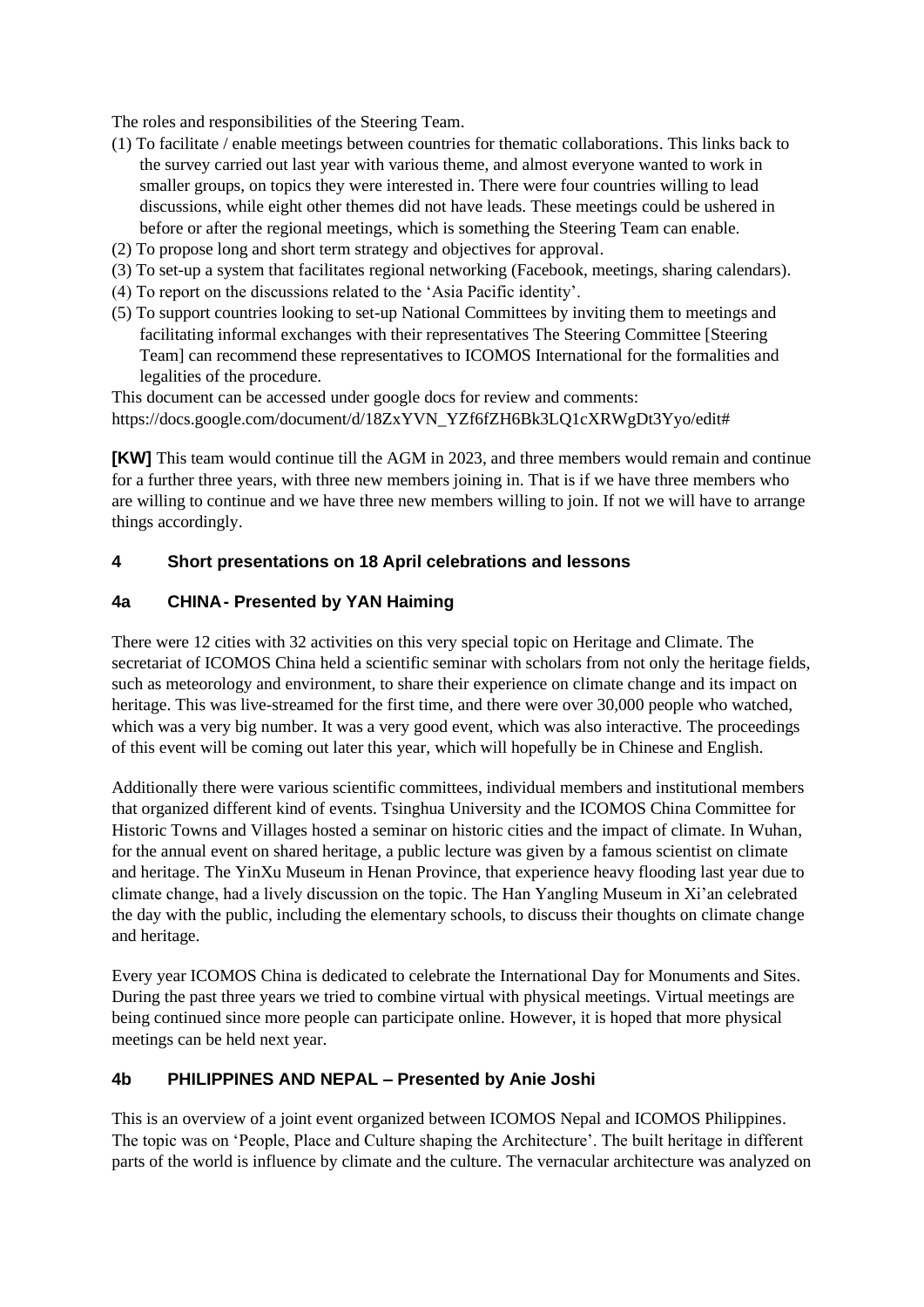The roles and responsibilities of the Steering Team.

(1) To facilitate / enable meetings between countries for thematic collaborations. This links back to the survey carried out last year with various theme, and almost everyone wanted to work in smaller groups, on topics they were interested in. There were four countries willing to lead discussions, while eight other themes did not have leads. These meetings could be ushered in before or after the regional meetings, which is something the Steering Team can enable.

(2) To propose long and short term strategy and objectives for approval.

(3) To set-up a system that facilitates regional networking (Facebook, meetings, sharing calendars).

(4) To report on the discussions related to the 'Asia Pacific identity'.

(5) To support countries looking to set-up National Committees by inviting them to meetings and facilitating informal exchanges with their representatives The Steering Committee [Steering Team] can recommend these representatives to ICOMOS International for the formalities and legalities of the procedure.

This document can be accessed under google docs for review and comments:
https://docs.google.com/document/d/18ZxYVN_YZf6fZH6Bk3LQ1cXRWgDt3Yyo/edit#

**[KW]** This team would continue till the AGM in 2023, and three members would remain and continue for a further three years, with three new members joining in. That is if we have three members who are willing to continue and we have three new members willing to join. If not we will have to arrange things accordingly.

## 4 Short presentations on 18 April celebrations and lessons

### 4a CHINA - Presented by YAN Haiming

There were 12 cities with 32 activities on this very special topic on Heritage and Climate. The secretariat of ICOMOS China held a scientific seminar with scholars from not only the heritage fields, such as meteorology and environment, to share their experience on climate change and its impact on heritage. This was live-streamed for the first time, and there were over 30,000 people who watched, which was a very big number. It was a very good event, which was also interactive. The proceedings of this event will be coming out later this year, which will hopefully be in Chinese and English.

Additionally there were various scientific committees, individual members and institutional members that organized different kind of events. Tsinghua University and the ICOMOS China Committee for Historic Towns and Villages hosted a seminar on historic cities and the impact of climate. In Wuhan, for the annual event on shared heritage, a public lecture was given by a famous scientist on climate and heritage. The YinXu Museum in Henan Province, that experience heavy flooding last year due to climate change, had a lively discussion on the topic. The Han Yangling Museum in Xi'an celebrated the day with the public, including the elementary schools, to discuss their thoughts on climate change and heritage.

Every year ICOMOS China is dedicated to celebrate the International Day for Monuments and Sites. During the past three years we tried to combine virtual with physical meetings. Virtual meetings are being continued since more people can participate online. However, it is hoped that more physical meetings can be held next year.

### 4b PHILIPPINES AND NEPAL – Presented by Anie Joshi

This is an overview of a joint event organized between ICOMOS Nepal and ICOMOS Philippines. The topic was on 'People, Place and Culture shaping the Architecture'. The built heritage in different parts of the world is influence by climate and the culture. The vernacular architecture was analyzed on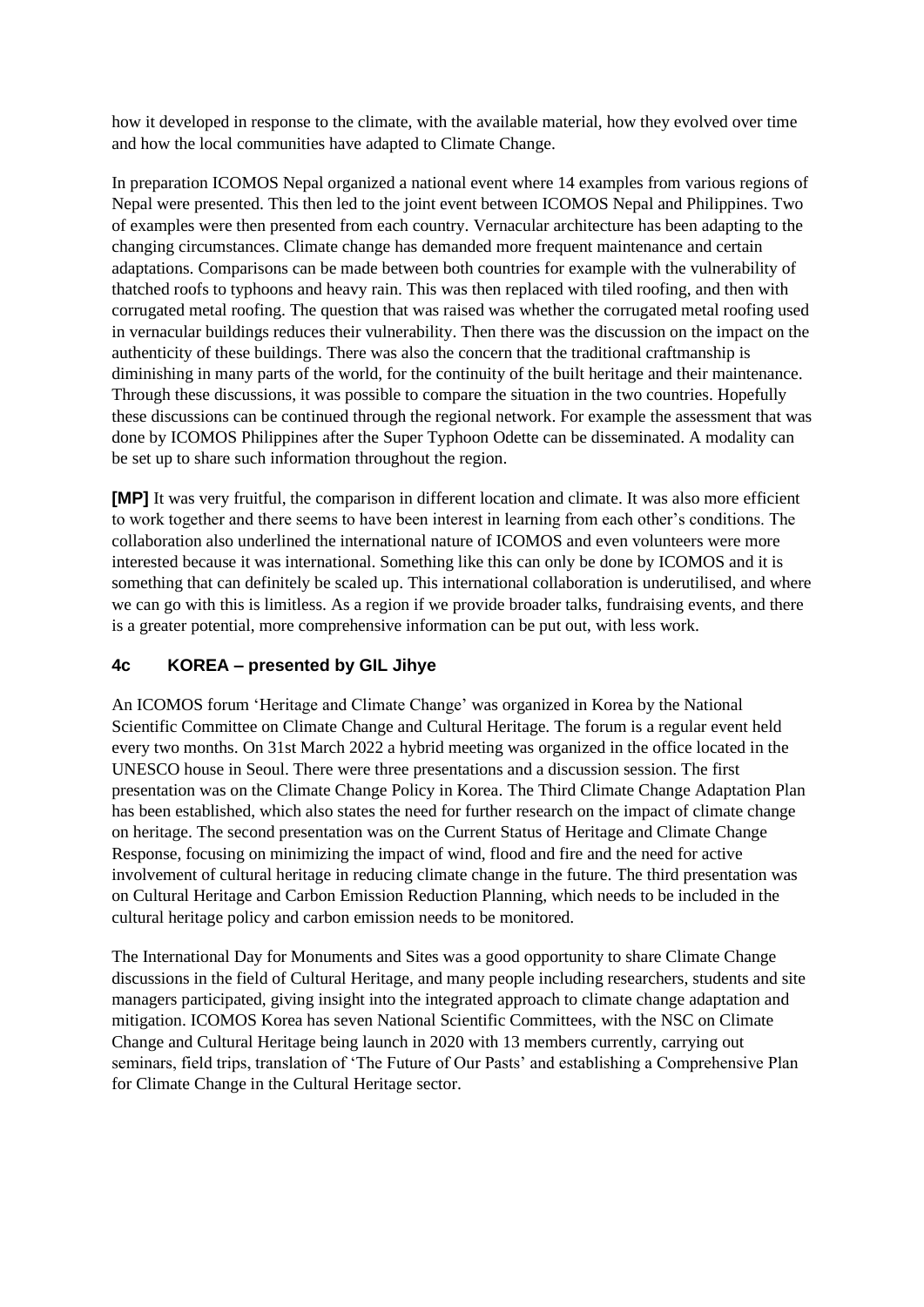how it developed in response to the climate, with the available material, how they evolved over time and how the local communities have adapted to Climate Change.

In preparation ICOMOS Nepal organized a national event where 14 examples from various regions of Nepal were presented. This then led to the joint event between ICOMOS Nepal and Philippines. Two of examples were then presented from each country. Vernacular architecture has been adapting to the changing circumstances. Climate change has demanded more frequent maintenance and certain adaptations. Comparisons can be made between both countries for example with the vulnerability of thatched roofs to typhoons and heavy rain. This was then replaced with tiled roofing, and then with corrugated metal roofing. The question that was raised was whether the corrugated metal roofing used in vernacular buildings reduces their vulnerability. Then there was the discussion on the impact on the authenticity of these buildings. There was also the concern that the traditional craftmanship is diminishing in many parts of the world, for the continuity of the built heritage and their maintenance. Through these discussions, it was possible to compare the situation in the two countries. Hopefully these discussions can be continued through the regional network. For example the assessment that was done by ICOMOS Philippines after the Super Typhoon Odette can be disseminated. A modality can be set up to share such information throughout the region.

**[MP]** It was very fruitful, the comparison in different location and climate. It was also more efficient to work together and there seems to have been interest in learning from each other's conditions. The collaboration also underlined the international nature of ICOMOS and even volunteers were more interested because it was international. Something like this can only be done by ICOMOS and it is something that can definitely be scaled up. This international collaboration is underutilised, and where we can go with this is limitless. As a region if we provide broader talks, fundraising events, and there is a greater potential, more comprehensive information can be put out, with less work.

### 4c KOREA – presented by GIL Jihye

An ICOMOS forum 'Heritage and Climate Change' was organized in Korea by the National Scientific Committee on Climate Change and Cultural Heritage. The forum is a regular event held every two months. On 31st March 2022 a hybrid meeting was organized in the office located in the UNESCO house in Seoul. There were three presentations and a discussion session. The first presentation was on the Climate Change Policy in Korea. The Third Climate Change Adaptation Plan has been established, which also states the need for further research on the impact of climate change on heritage. The second presentation was on the Current Status of Heritage and Climate Change Response, focusing on minimizing the impact of wind, flood and fire and the need for active involvement of cultural heritage in reducing climate change in the future. The third presentation was on Cultural Heritage and Carbon Emission Reduction Planning, which needs to be included in the cultural heritage policy and carbon emission needs to be monitored.

The International Day for Monuments and Sites was a good opportunity to share Climate Change discussions in the field of Cultural Heritage, and many people including researchers, students and site managers participated, giving insight into the integrated approach to climate change adaptation and mitigation. ICOMOS Korea has seven National Scientific Committees, with the NSC on Climate Change and Cultural Heritage being launch in 2020 with 13 members currently, carrying out seminars, field trips, translation of 'The Future of Our Pasts' and establishing a Comprehensive Plan for Climate Change in the Cultural Heritage sector.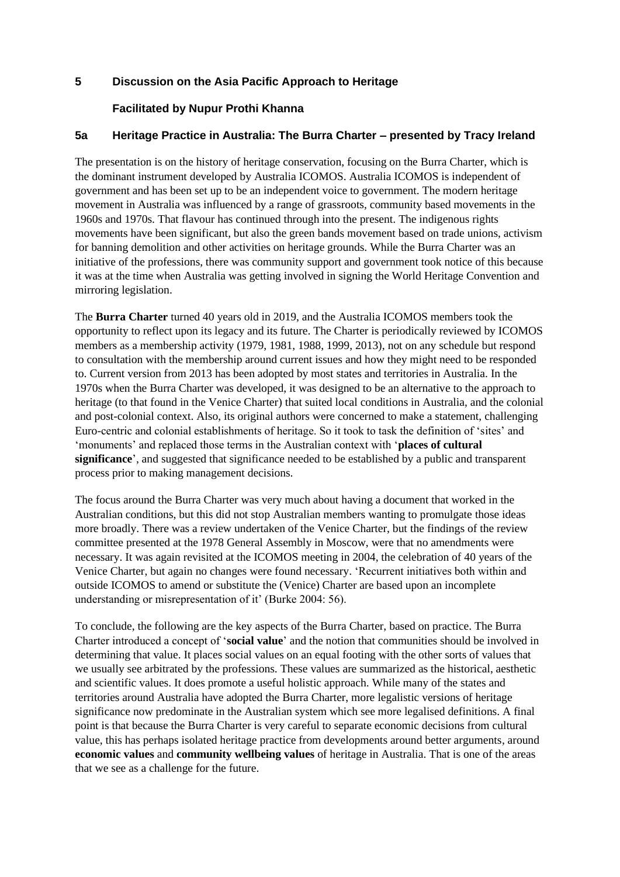## 5 Discussion on the Asia Pacific Approach to Heritage

### Facilitated by Nupur Prothi Khanna

### 5a Heritage Practice in Australia: The Burra Charter – presented by Tracy Ireland

The presentation is on the history of heritage conservation, focusing on the Burra Charter, which is the dominant instrument developed by Australia ICOMOS. Australia ICOMOS is independent of government and has been set up to be an independent voice to government. The modern heritage movement in Australia was influenced by a range of grassroots, community based movements in the 1960s and 1970s. That flavour has continued through into the present. The indigenous rights movements have been significant, but also the green bands movement based on trade unions, activism for banning demolition and other activities on heritage grounds. While the Burra Charter was an initiative of the professions, there was community support and government took notice of this because it was at the time when Australia was getting involved in signing the World Heritage Convention and mirroring legislation.

The **Burra Charter** turned 40 years old in 2019, and the Australia ICOMOS members took the opportunity to reflect upon its legacy and its future. The Charter is periodically reviewed by ICOMOS members as a membership activity (1979, 1981, 1988, 1999, 2013), not on any schedule but respond to consultation with the membership around current issues and how they might need to be responded to. Current version from 2013 has been adopted by most states and territories in Australia. In the 1970s when the Burra Charter was developed, it was designed to be an alternative to the approach to heritage (to that found in the Venice Charter) that suited local conditions in Australia, and the colonial and post-colonial context. Also, its original authors were concerned to make a statement, challenging Euro-centric and colonial establishments of heritage. So it took to task the definition of 'sites' and 'monuments' and replaced those terms in the Australian context with '**places of cultural significance**', and suggested that significance needed to be established by a public and transparent process prior to making management decisions.

The focus around the Burra Charter was very much about having a document that worked in the Australian conditions, but this did not stop Australian members wanting to promulgate those ideas more broadly. There was a review undertaken of the Venice Charter, but the findings of the review committee presented at the 1978 General Assembly in Moscow, were that no amendments were necessary. It was again revisited at the ICOMOS meeting in 2004, the celebration of 40 years of the Venice Charter, but again no changes were found necessary. 'Recurrent initiatives both within and outside ICOMOS to amend or substitute the (Venice) Charter are based upon an incomplete understanding or misrepresentation of it' (Burke 2004: 56).

To conclude, the following are the key aspects of the Burra Charter, based on practice. The Burra Charter introduced a concept of '**social value**' and the notion that communities should be involved in determining that value. It places social values on an equal footing with the other sorts of values that we usually see arbitrated by the professions. These values are summarized as the historical, aesthetic and scientific values. It does promote a useful holistic approach. While many of the states and territories around Australia have adopted the Burra Charter, more legalistic versions of heritage significance now predominate in the Australian system which see more legalised definitions. A final point is that because the Burra Charter is very careful to separate economic decisions from cultural value, this has perhaps isolated heritage practice from developments around better arguments, around **economic values** and **community wellbeing values** of heritage in Australia. That is one of the areas that we see as a challenge for the future.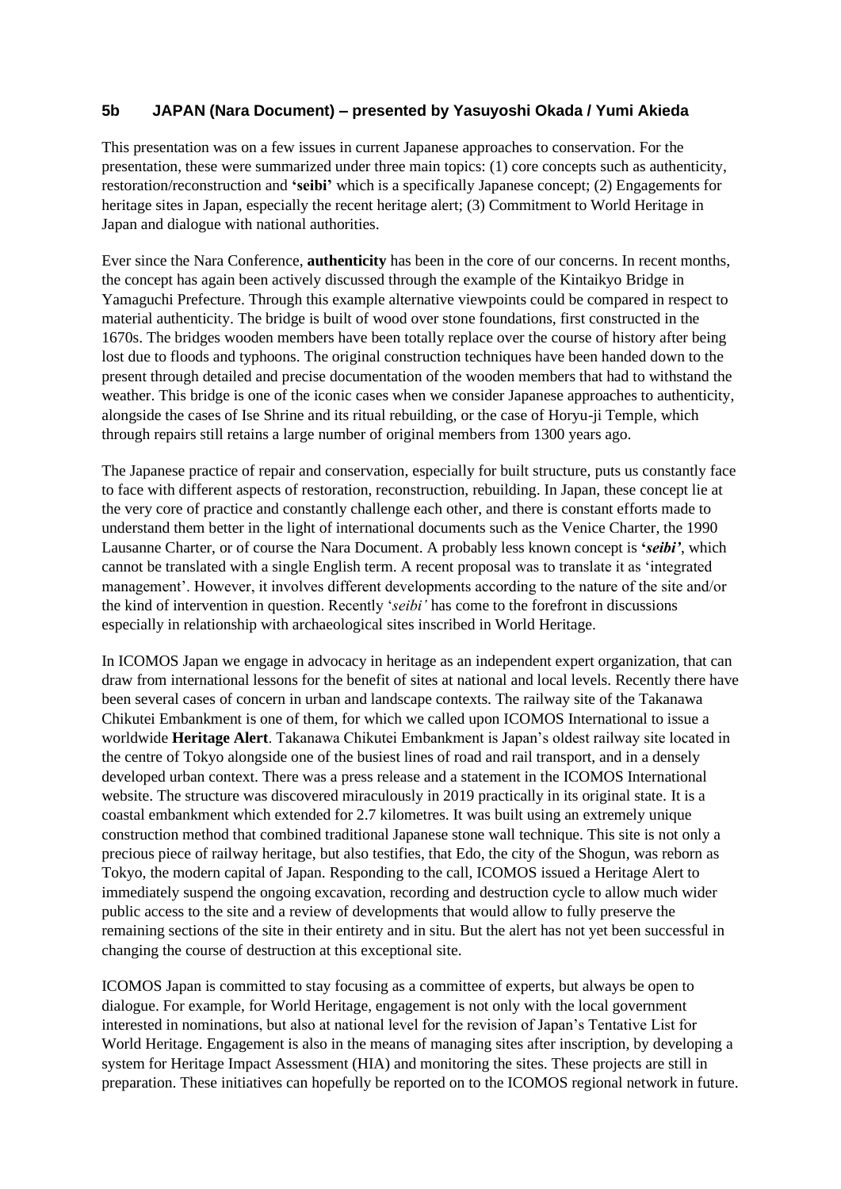### **5b JAPAN (Nara Document) – presented by Yasuyoshi Okada / Yumi Akieda**

This presentation was on a few issues in current Japanese approaches to conservation. For the presentation, these were summarized under three main topics: (1) core concepts such as authenticity, restoration/reconstruction and **'seibi'** which is a specifically Japanese concept; (2) Engagements for heritage sites in Japan, especially the recent heritage alert; (3) Commitment to World Heritage in Japan and dialogue with national authorities.

Ever since the Nara Conference, **authenticity** has been in the core of our concerns. In recent months, the concept has again been actively discussed through the example of the Kintaikyo Bridge in Yamaguchi Prefecture. Through this example alternative viewpoints could be compared in respect to material authenticity. The bridge is built of wood over stone foundations, first constructed in the 1670s. The bridges wooden members have been totally replace over the course of history after being lost due to floods and typhoons. The original construction techniques have been handed down to the present through detailed and precise documentation of the wooden members that had to withstand the weather. This bridge is one of the iconic cases when we consider Japanese approaches to authenticity, alongside the cases of Ise Shrine and its ritual rebuilding, or the case of Horyu-ji Temple, which through repairs still retains a large number of original members from 1300 years ago.

The Japanese practice of repair and conservation, especially for built structure, puts us constantly face to face with different aspects of restoration, reconstruction, rebuilding. In Japan, these concept lie at the very core of practice and constantly challenge each other, and there is constant efforts made to understand them better in the light of international documents such as the Venice Charter, the 1990 Lausanne Charter, or of course the Nara Document. A probably less known concept is ***'seibi'***, which cannot be translated with a single English term. A recent proposal was to translate it as 'integrated management'. However, it involves different developments according to the nature of the site and/or the kind of intervention in question. Recently '*seibi'* has come to the forefront in discussions especially in relationship with archaeological sites inscribed in World Heritage.

In ICOMOS Japan we engage in advocacy in heritage as an independent expert organization, that can draw from international lessons for the benefit of sites at national and local levels. Recently there have been several cases of concern in urban and landscape contexts. The railway site of the Takanawa Chikutei Embankment is one of them, for which we called upon ICOMOS International to issue a worldwide **Heritage Alert**. Takanawa Chikutei Embankment is Japan's oldest railway site located in the centre of Tokyo alongside one of the busiest lines of road and rail transport, and in a densely developed urban context. There was a press release and a statement in the ICOMOS International website. The structure was discovered miraculously in 2019 practically in its original state. It is a coastal embankment which extended for 2.7 kilometres. It was built using an extremely unique construction method that combined traditional Japanese stone wall technique. This site is not only a precious piece of railway heritage, but also testifies, that Edo, the city of the Shogun, was reborn as Tokyo, the modern capital of Japan. Responding to the call, ICOMOS issued a Heritage Alert to immediately suspend the ongoing excavation, recording and destruction cycle to allow much wider public access to the site and a review of developments that would allow to fully preserve the remaining sections of the site in their entirety and in situ. But the alert has not yet been successful in changing the course of destruction at this exceptional site.

ICOMOS Japan is committed to stay focusing as a committee of experts, but always be open to dialogue. For example, for World Heritage, engagement is not only with the local government interested in nominations, but also at national level for the revision of Japan's Tentative List for World Heritage. Engagement is also in the means of managing sites after inscription, by developing a system for Heritage Impact Assessment (HIA) and monitoring the sites. These projects are still in preparation. These initiatives can hopefully be reported on to the ICOMOS regional network in future.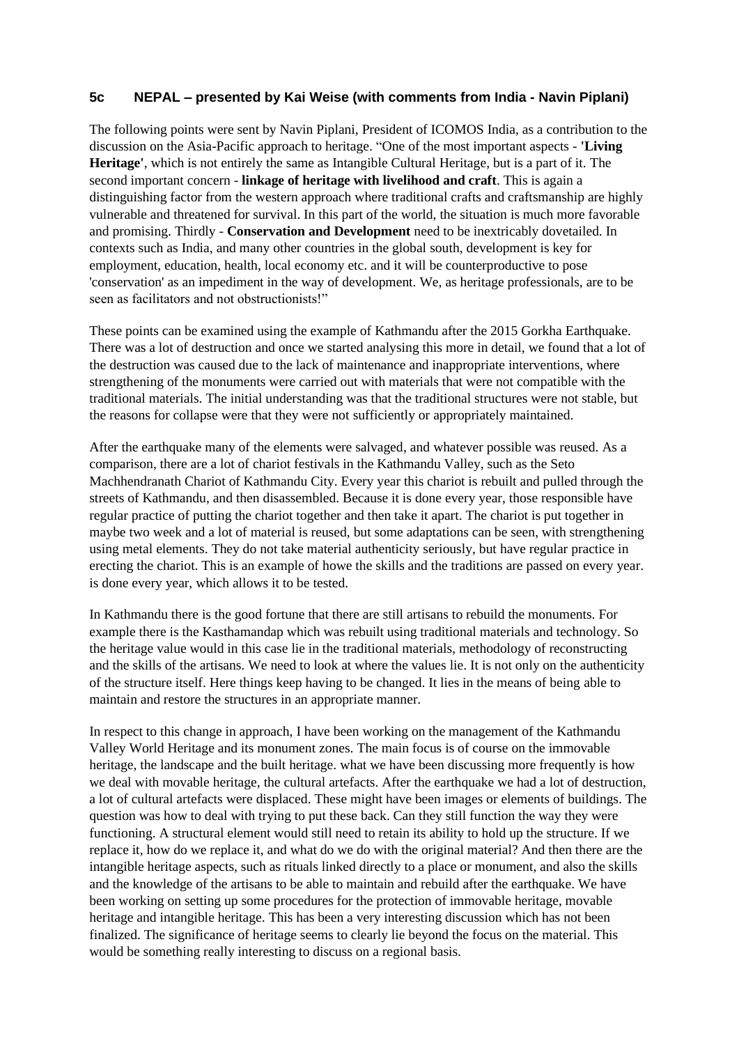## 5c NEPAL – presented by Kai Weise (with comments from India - Navin Piplani)

The following points were sent by Navin Piplani, President of ICOMOS India, as a contribution to the discussion on the Asia-Pacific approach to heritage. "One of the most important aspects - **'Living Heritage'**, which is not entirely the same as Intangible Cultural Heritage, but is a part of it. The second important concern - **linkage of heritage with livelihood and craft**. This is again a distinguishing factor from the western approach where traditional crafts and craftsmanship are highly vulnerable and threatened for survival. In this part of the world, the situation is much more favorable and promising. Thirdly - **Conservation and Development** need to be inextricably dovetailed. In contexts such as India, and many other countries in the global south, development is key for employment, education, health, local economy etc. and it will be counterproductive to pose 'conservation' as an impediment in the way of development. We, as heritage professionals, are to be seen as facilitators and not obstructionists!"

These points can be examined using the example of Kathmandu after the 2015 Gorkha Earthquake. There was a lot of destruction and once we started analysing this more in detail, we found that a lot of the destruction was caused due to the lack of maintenance and inappropriate interventions, where strengthening of the monuments were carried out with materials that were not compatible with the traditional materials. The initial understanding was that the traditional structures were not stable, but the reasons for collapse were that they were not sufficiently or appropriately maintained.

After the earthquake many of the elements were salvaged, and whatever possible was reused. As a comparison, there are a lot of chariot festivals in the Kathmandu Valley, such as the Seto Machhendranath Chariot of Kathmandu City. Every year this chariot is rebuilt and pulled through the streets of Kathmandu, and then disassembled. Because it is done every year, those responsible have regular practice of putting the chariot together and then take it apart. The chariot is put together in maybe two week and a lot of material is reused, but some adaptations can be seen, with strengthening using metal elements. They do not take material authenticity seriously, but have regular practice in erecting the chariot. This is an example of howe the skills and the traditions are passed on every year. is done every year, which allows it to be tested.

In Kathmandu there is the good fortune that there are still artisans to rebuild the monuments. For example there is the Kasthamandap which was rebuilt using traditional materials and technology. So the heritage value would in this case lie in the traditional materials, methodology of reconstructing and the skills of the artisans. We need to look at where the values lie. It is not only on the authenticity of the structure itself. Here things keep having to be changed. It lies in the means of being able to maintain and restore the structures in an appropriate manner.

In respect to this change in approach, I have been working on the management of the Kathmandu Valley World Heritage and its monument zones. The main focus is of course on the immovable heritage, the landscape and the built heritage. what we have been discussing more frequently is how we deal with movable heritage, the cultural artefacts. After the earthquake we had a lot of destruction, a lot of cultural artefacts were displaced. These might have been images or elements of buildings. The question was how to deal with trying to put these back. Can they still function the way they were functioning. A structural element would still need to retain its ability to hold up the structure. If we replace it, how do we replace it, and what do we do with the original material? And then there are the intangible heritage aspects, such as rituals linked directly to a place or monument, and also the skills and the knowledge of the artisans to be able to maintain and rebuild after the earthquake. We have been working on setting up some procedures for the protection of immovable heritage, movable heritage and intangible heritage. This has been a very interesting discussion which has not been finalized. The significance of heritage seems to clearly lie beyond the focus on the material. This would be something really interesting to discuss on a regional basis.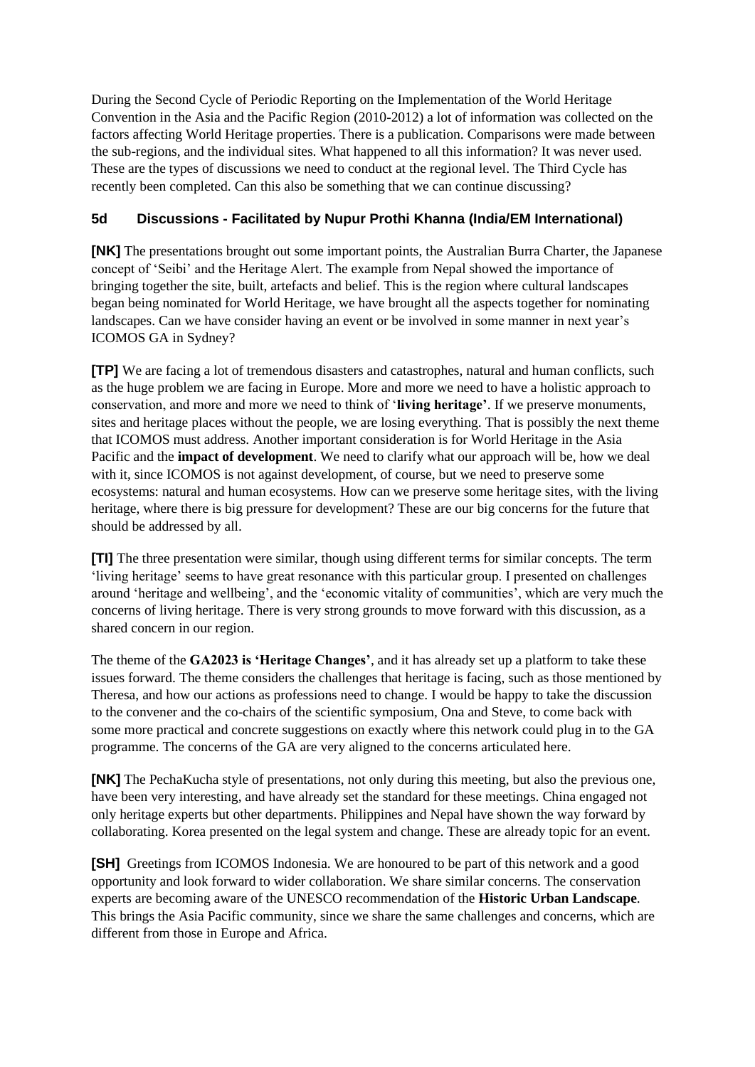During the Second Cycle of Periodic Reporting on the Implementation of the World Heritage Convention in the Asia and the Pacific Region (2010-2012) a lot of information was collected on the factors affecting World Heritage properties. There is a publication. Comparisons were made between the sub-regions, and the individual sites. What happened to all this information? It was never used. These are the types of discussions we need to conduct at the regional level. The Third Cycle has recently been completed. Can this also be something that we can continue discussing?

### 5d Discussions - Facilitated by Nupur Prothi Khanna (India/EM International)

**[NK]** The presentations brought out some important points, the Australian Burra Charter, the Japanese concept of 'Seibi' and the Heritage Alert. The example from Nepal showed the importance of bringing together the site, built, artefacts and belief. This is the region where cultural landscapes began being nominated for World Heritage, we have brought all the aspects together for nominating landscapes. Can we have consider having an event or be involved in some manner in next year's ICOMOS GA in Sydney?

**[TP]** We are facing a lot of tremendous disasters and catastrophes, natural and human conflicts, such as the huge problem we are facing in Europe. More and more we need to have a holistic approach to conservation, and more and more we need to think of '**living heritage'**. If we preserve monuments, sites and heritage places without the people, we are losing everything. That is possibly the next theme that ICOMOS must address. Another important consideration is for World Heritage in the Asia Pacific and the **impact of development**. We need to clarify what our approach will be, how we deal with it, since ICOMOS is not against development, of course, but we need to preserve some ecosystems: natural and human ecosystems. How can we preserve some heritage sites, with the living heritage, where there is big pressure for development? These are our big concerns for the future that should be addressed by all.

**[TI]** The three presentation were similar, though using different terms for similar concepts. The term 'living heritage' seems to have great resonance with this particular group. I presented on challenges around 'heritage and wellbeing', and the 'economic vitality of communities', which are very much the concerns of living heritage. There is very strong grounds to move forward with this discussion, as a shared concern in our region.

The theme of the **GA2023 is 'Heritage Changes'**, and it has already set up a platform to take these issues forward. The theme considers the challenges that heritage is facing, such as those mentioned by Theresa, and how our actions as professions need to change. I would be happy to take the discussion to the convener and the co-chairs of the scientific symposium, Ona and Steve, to come back with some more practical and concrete suggestions on exactly where this network could plug in to the GA programme. The concerns of the GA are very aligned to the concerns articulated here.

**[NK]** The PechaKucha style of presentations, not only during this meeting, but also the previous one, have been very interesting, and have already set the standard for these meetings. China engaged not only heritage experts but other departments. Philippines and Nepal have shown the way forward by collaborating. Korea presented on the legal system and change. These are already topic for an event.

**[SH]** Greetings from ICOMOS Indonesia. We are honoured to be part of this network and a good opportunity and look forward to wider collaboration. We share similar concerns. The conservation experts are becoming aware of the UNESCO recommendation of the **Historic Urban Landscape**. This brings the Asia Pacific community, since we share the same challenges and concerns, which are different from those in Europe and Africa.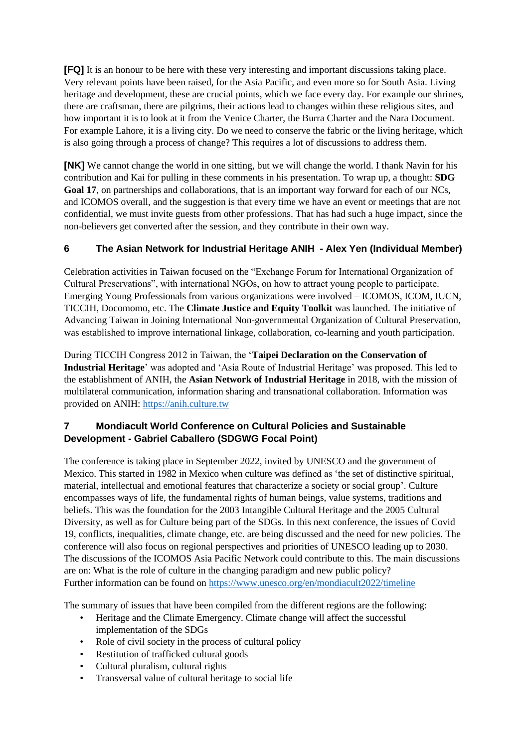**[FQ]** It is an honour to be here with these very interesting and important discussions taking place. Very relevant points have been raised, for the Asia Pacific, and even more so for South Asia. Living heritage and development, these are crucial points, which we face every day. For example our shrines, there are craftsman, there are pilgrims, their actions lead to changes within these religious sites, and how important it is to look at it from the Venice Charter, the Burra Charter and the Nara Document. For example Lahore, it is a living city. Do we need to conserve the fabric or the living heritage, which is also going through a process of change? This requires a lot of discussions to address them.

**[NK]** We cannot change the world in one sitting, but we will change the world. I thank Navin for his contribution and Kai for pulling in these comments in his presentation. To wrap up, a thought: **SDG Goal 17**, on partnerships and collaborations, that is an important way forward for each of our NCs, and ICOMOS overall, and the suggestion is that every time we have an event or meetings that are not confidential, we must invite guests from other professions. That has had such a huge impact, since the non-believers get converted after the session, and they contribute in their own way.

### 6 The Asian Network for Industrial Heritage ANIH - Alex Yen (Individual Member)

Celebration activities in Taiwan focused on the "Exchange Forum for International Organization of Cultural Preservations", with international NGOs, on how to attract young people to participate. Emerging Young Professionals from various organizations were involved – ICOMOS, ICOM, IUCN, TICCIH, Docomomo, etc. The **Climate Justice and Equity Toolkit** was launched. The initiative of Advancing Taiwan in Joining International Non-governmental Organization of Cultural Preservation, was established to improve international linkage, collaboration, co-learning and youth participation.

During TICCIH Congress 2012 in Taiwan, the '**Taipei Declaration on the Conservation of Industrial Heritage**' was adopted and 'Asia Route of Industrial Heritage' was proposed. This led to the establishment of ANIH, the **Asian Network of Industrial Heritage** in 2018, with the mission of multilateral communication, information sharing and transnational collaboration. Information was provided on ANIH: https://anih.culture.tw

### 7 Mondiacult World Conference on Cultural Policies and Sustainable Development - Gabriel Caballero (SDGWG Focal Point)

The conference is taking place in September 2022, invited by UNESCO and the government of Mexico. This started in 1982 in Mexico when culture was defined as 'the set of distinctive spiritual, material, intellectual and emotional features that characterize a society or social group'. Culture encompasses ways of life, the fundamental rights of human beings, value systems, traditions and beliefs. This was the foundation for the 2003 Intangible Cultural Heritage and the 2005 Cultural Diversity, as well as for Culture being part of the SDGs. In this next conference, the issues of Covid 19, conflicts, inequalities, climate change, etc. are being discussed and the need for new policies. The conference will also focus on regional perspectives and priorities of UNESCO leading up to 2030. The discussions of the ICOMOS Asia Pacific Network could contribute to this. The main discussions are on: What is the role of culture in the changing paradigm and new public policy? Further information can be found on https://www.unesco.org/en/mondiacult2022/timeline

The summary of issues that have been compiled from the different regions are the following:

- Heritage and the Climate Emergency. Climate change will affect the successful implementation of the SDGs
- Role of civil society in the process of cultural policy
- Restitution of trafficked cultural goods
- Cultural pluralism, cultural rights
- Transversal value of cultural heritage to social life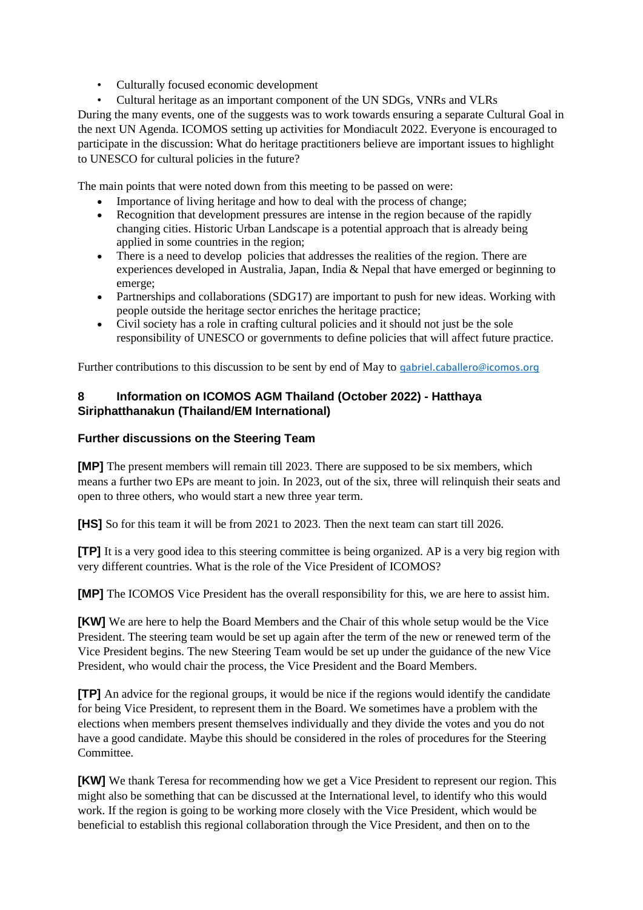- Culturally focused economic development
- Cultural heritage as an important component of the UN SDGs, VNRs and VLRs

During the many events, one of the suggests was to work towards ensuring a separate Cultural Goal in the next UN Agenda. ICOMOS setting up activities for Mondiacult 2022. Everyone is encouraged to participate in the discussion: What do heritage practitioners believe are important issues to highlight to UNESCO for cultural policies in the future?

The main points that were noted down from this meeting to be passed on were:

- Importance of living heritage and how to deal with the process of change;
- Recognition that development pressures are intense in the region because of the rapidly changing cities. Historic Urban Landscape is a potential approach that is already being applied in some countries in the region;
- There is a need to develop policies that addresses the realities of the region. There are experiences developed in Australia, Japan, India & Nepal that have emerged or beginning to emerge;
- Partnerships and collaborations (SDG17) are important to push for new ideas. Working with people outside the heritage sector enriches the heritage practice;
- Civil society has a role in crafting cultural policies and it should not just be the sole responsibility of UNESCO or governments to define policies that will affect future practice.

Further contributions to this discussion to be sent by end of May to gabriel.caballero@icomos.org

## 8 Information on ICOMOS AGM Thailand (October 2022) - Hatthaya Siriphatthanakun (Thailand/EM International)

### Further discussions on the Steering Team

**[MP]** The present members will remain till 2023. There are supposed to be six members, which means a further two EPs are meant to join. In 2023, out of the six, three will relinquish their seats and open to three others, who would start a new three year term.

**[HS]** So for this team it will be from 2021 to 2023. Then the next team can start till 2026.

**[TP]** It is a very good idea to this steering committee is being organized. AP is a very big region with very different countries. What is the role of the Vice President of ICOMOS?

**[MP]** The ICOMOS Vice President has the overall responsibility for this, we are here to assist him.

**[KW]** We are here to help the Board Members and the Chair of this whole setup would be the Vice President. The steering team would be set up again after the term of the new or renewed term of the Vice President begins. The new Steering Team would be set up under the guidance of the new Vice President, who would chair the process, the Vice President and the Board Members.

**[TP]** An advice for the regional groups, it would be nice if the regions would identify the candidate for being Vice President, to represent them in the Board. We sometimes have a problem with the elections when members present themselves individually and they divide the votes and you do not have a good candidate. Maybe this should be considered in the roles of procedures for the Steering Committee.

**[KW]** We thank Teresa for recommending how we get a Vice President to represent our region. This might also be something that can be discussed at the International level, to identify who this would work. If the region is going to be working more closely with the Vice President, which would be beneficial to establish this regional collaboration through the Vice President, and then on to the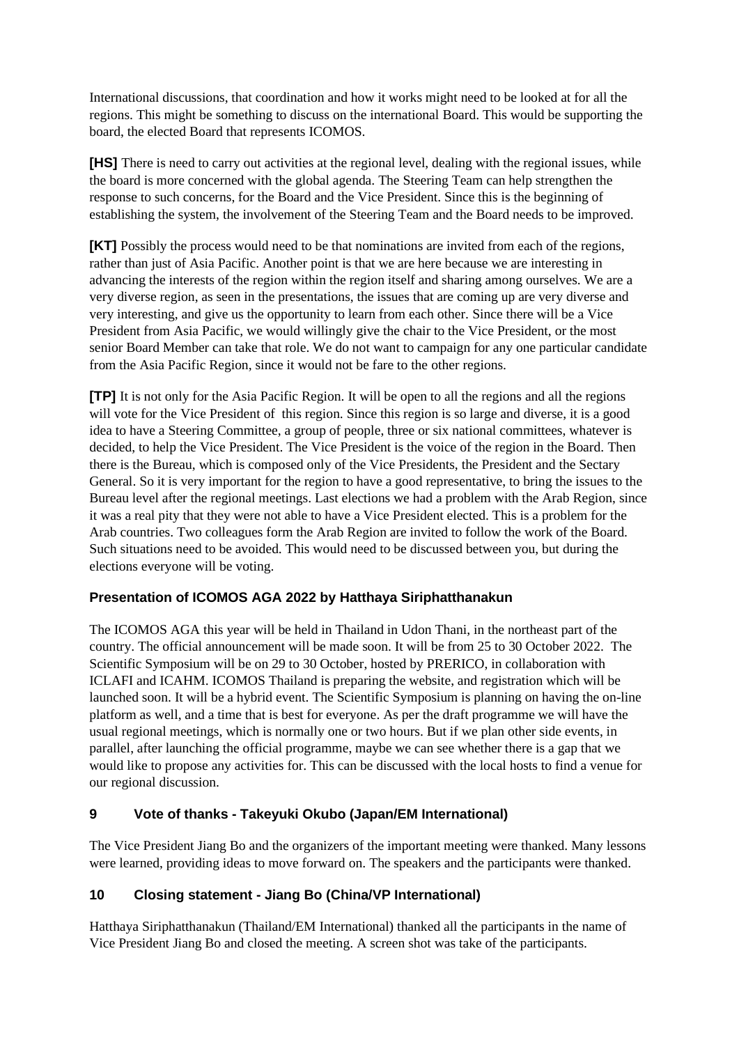International discussions, that coordination and how it works might need to be looked at for all the regions. This might be something to discuss on the international Board. This would be supporting the board, the elected Board that represents ICOMOS.

**[HS]** There is need to carry out activities at the regional level, dealing with the regional issues, while the board is more concerned with the global agenda. The Steering Team can help strengthen the response to such concerns, for the Board and the Vice President. Since this is the beginning of establishing the system, the involvement of the Steering Team and the Board needs to be improved.

**[KT]** Possibly the process would need to be that nominations are invited from each of the regions, rather than just of Asia Pacific. Another point is that we are here because we are interesting in advancing the interests of the region within the region itself and sharing among ourselves. We are a very diverse region, as seen in the presentations, the issues that are coming up are very diverse and very interesting, and give us the opportunity to learn from each other. Since there will be a Vice President from Asia Pacific, we would willingly give the chair to the Vice President, or the most senior Board Member can take that role. We do not want to campaign for any one particular candidate from the Asia Pacific Region, since it would not be fare to the other regions.

**[TP]** It is not only for the Asia Pacific Region. It will be open to all the regions and all the regions will vote for the Vice President of this region. Since this region is so large and diverse, it is a good idea to have a Steering Committee, a group of people, three or six national committees, whatever is decided, to help the Vice President. The Vice President is the voice of the region in the Board. Then there is the Bureau, which is composed only of the Vice Presidents, the President and the Sectary General. So it is very important for the region to have a good representative, to bring the issues to the Bureau level after the regional meetings. Last elections we had a problem with the Arab Region, since it was a real pity that they were not able to have a Vice President elected. This is a problem for the Arab countries. Two colleagues form the Arab Region are invited to follow the work of the Board. Such situations need to be avoided. This would need to be discussed between you, but during the elections everyone will be voting.

### Presentation of ICOMOS AGA 2022 by Hatthaya Siriphatthanakun

The ICOMOS AGA this year will be held in Thailand in Udon Thani, in the northeast part of the country. The official announcement will be made soon. It will be from 25 to 30 October 2022. The Scientific Symposium will be on 29 to 30 October, hosted by PRERICO, in collaboration with ICLAFI and ICAHM. ICOMOS Thailand is preparing the website, and registration which will be launched soon. It will be a hybrid event. The Scientific Symposium is planning on having the on-line platform as well, and a time that is best for everyone. As per the draft programme we will have the usual regional meetings, which is normally one or two hours. But if we plan other side events, in parallel, after launching the official programme, maybe we can see whether there is a gap that we would like to propose any activities for. This can be discussed with the local hosts to find a venue for our regional discussion.

### 9 Vote of thanks - Takeyuki Okubo (Japan/EM International)

The Vice President Jiang Bo and the organizers of the important meeting were thanked. Many lessons were learned, providing ideas to move forward on. The speakers and the participants were thanked.

### 10 Closing statement - Jiang Bo (China/VP International)

Hatthaya Siriphatthanakun (Thailand/EM International) thanked all the participants in the name of Vice President Jiang Bo and closed the meeting. A screen shot was take of the participants.